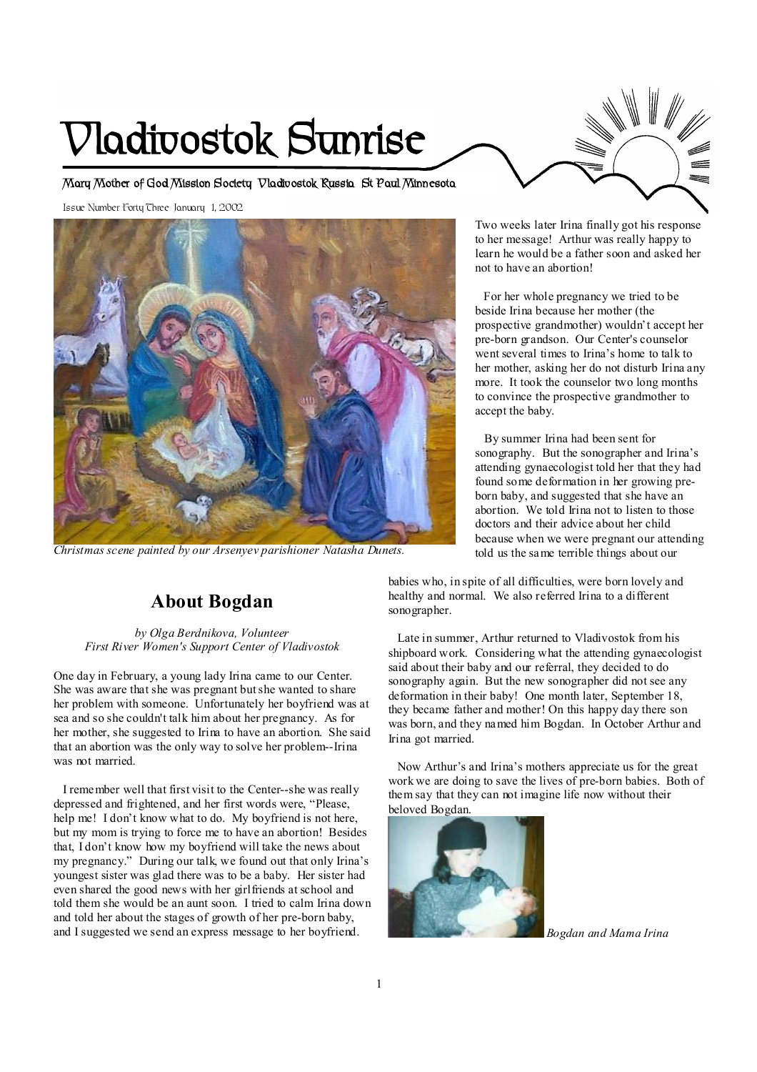# Vladivostok Sunrise

Mary Mother of God Mission Society Vladivostok Russia St Paul Minnesota

Issue Number Forty Three January 1, 2002

*Christmas scene painted by our Arsenyev parishioner Natasha Dunets.*

## About Bogdan

*by Olga Berdnikova, Volunteer*
*First River Women's Support Center of Vladivostok*

One day in February, a young lady Irina came to our Center. She was aware that she was pregnant but she wanted to share her problem with someone. Unfortunately her boyfriend was at sea and so she couldn't talk him about her pregnancy. As for her mother, she suggested to Irina to have an abortion. She said that an abortion was the only way to solve her problem--Irina was not married.

I remember well that first visit to the Center--she was really depressed and frightened, and her first words were, "Please, help me! I don't know what to do. My boyfriend is not here, but my mom is trying to force me to have an abortion! Besides that, I don't know how my boyfriend will take the news about my pregnancy." During our talk, we found out that only Irina's youngest sister was glad there was to be a baby. Her sister had even shared the good news with her girlfriends at school and told them she would be an aunt soon. I tried to calm Irina down and told her about the stages of growth of her pre-born baby, and I suggested we send an express message to her boyfriend.

Two weeks later Irina finally got his response to her message! Arthur was really happy to learn he would be a father soon and asked her not to have an abortion!

For her whole pregnancy we tried to be beside Irina because her mother (the prospective grandmother) wouldn't accept her pre-born grandson. Our Center's counselor went several times to Irina's home to talk to her mother, asking her do not disturb Irina any more. It took the counselor two long months to convince the prospective grandmother to accept the baby.

By summer Irina had been sent for sonography. But the sonographer and Irina's attending gynaecologist told her that they had found some deformation in her growing pre-born baby, and suggested that she have an abortion. We told Irina not to listen to those doctors and their advice about her child because when we were pregnant our attending told us the same terrible things about our babies who, in spite of all difficulties, were born lovely and healthy and normal. We also referred Irina to a different sonographer.

Late in summer, Arthur returned to Vladivostok from his shipboard work. Considering what the attending gynaecologist said about their baby and our referral, they decided to do sonography again. But the new sonographer did not see any deformation in their baby! One month later, September 18, they became father and mother! On this happy day there son was born, and they named him Bogdan. In October Arthur and Irina got married.

Now Arthur's and Irina's mothers appreciate us for the great work we are doing to save the lives of pre-born babies. Both of them say that they can not imagine life now without their beloved Bogdan.

*Bogdan and Mama Irina*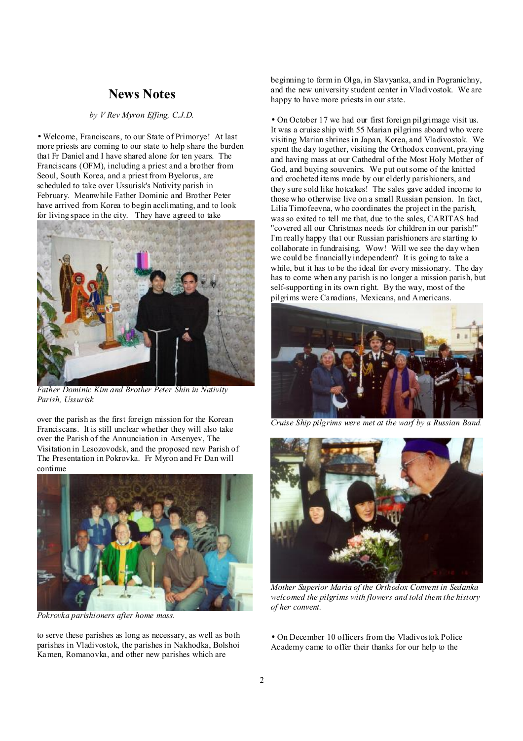## News Notes

*by V Rev Myron Effing, C.J.D.*

• Welcome, Franciscans, to our State of Primorye! At last more priests are coming to our state to help share the burden that Fr Daniel and I have shared alone for ten years. The Franciscans (OFM), including a priest and a brother from Seoul, South Korea, and a priest from Byelorus, are scheduled to take over Ussurisk's Nativity parish in February. Meanwhile Father Dominic and Brother Peter have arrived from Korea to begin acclimating, and to look for living space in the city. They have agreed to take over the parish as the first foreign mission for the Korean Franciscans. It is still unclear whether they will also take over the Parish of the Annunciation in Arsenyev, The Visitation in Lesozovodsk, and the proposed new Parish of The Presentation in Pokrovka. Fr Myron and Fr Dan will continue to serve these parishes as long as necessary, as well as both parishes in Vladivostok, the parishes in Nakhodka, Bolshoi Kamen, Romanovka, and other new parishes which are beginning to form in Olga, in Slavyanka, and in Pogranichny, and the new university student center in Vladivostok. We are happy to have more priests in our state.

*Father Dominic Kim and Brother Peter Shin in Nativity Parish, Ussurisk*

*Pokrovka parishioners after home mass.*

• On October 17 we had our first foreign pilgrimage visit us. It was a cruise ship with 55 Marian pilgrims aboard who were visiting Marian shrines in Japan, Korea, and Vladivostok. We spent the day together, visiting the Orthodox convent, praying and having mass at our Cathedral of the Most Holy Mother of God, and buying souvenirs. We put out some of the knitted and crocheted items made by our elderly parishioners, and they sure sold like hotcakes! The sales gave added income to those who otherwise live on a small Russian pension. In fact, Lilia Timofeevna, who coordinates the project in the parish, was so exited to tell me that, due to the sales, CARITAS had "covered all our Christmas needs for children in our parish!" I'm really happy that our Russian parishioners are starting to collaborate in fundraising. Wow! Will we see the day when we could be financially independent? It is going to take a while, but it has to be the ideal for every missionary. The day has to come when any parish is no longer a mission parish, but self-supporting in its own right. By the way, most of the pilgrims were Canadians, Mexicans, and Americans.

*Cruise Ship pilgrims were met at the warf by a Russian Band.*

*Mother Superior Maria of the Orthodox Convent in Sedanka welcomed the pilgrims with flowers and told them the history of her convent.*

• On December 10 officers from the Vladivostok Police Academy came to offer their thanks for our help to the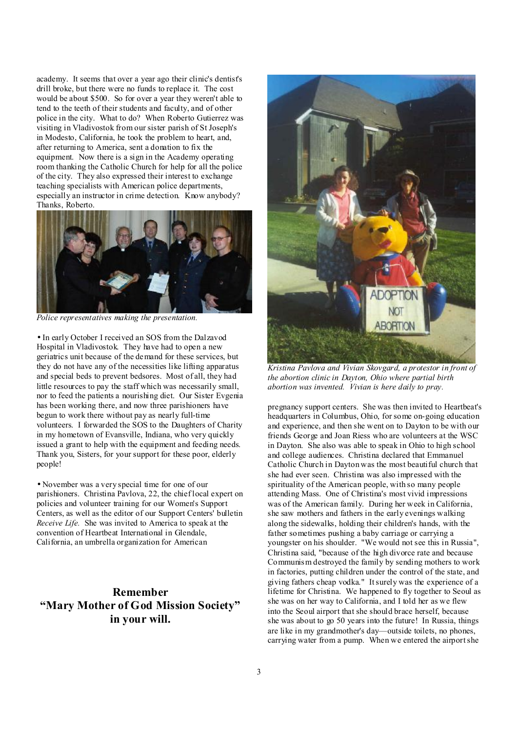academy. It seems that over a year ago their clinic's dentist's drill broke, but there were no funds to replace it. The cost would be about $500. So for over a year they weren't able to tend to the teeth of their students and faculty, and of other police in the city. What to do? When Roberto Gutierrez was visiting in Vladivostok from our sister parish of St Joseph's in Modesto, California, he took the problem to heart, and, after returning to America, sent a donation to fix the equipment. Now there is a sign in the Academy operating room thanking the Catholic Church for help for all the police of the city. They also expressed their interest to exchange teaching specialists with American police departments, especially an instructor in crime detection. Know anybody? Thanks, Roberto.

*Police representatives making the presentation.*

• In early October I received an SOS from the Dalzavod Hospital in Vladivostok. They have had to open a new geriatrics unit because of the demand for these services, but they do not have any of the necessities like lifting apparatus and special beds to prevent bedsores. Most of all, they had little resources to pay the staff which was necessarily small, nor to feed the patients a nourishing diet. Our Sister Evgenia has been working there, and now three parishioners have begun to work there without pay as nearly full-time volunteers. I forwarded the SOS to the Daughters of Charity in my hometown of Evansville, Indiana, who very quickly issued a grant to help with the equipment and feeding needs. Thank you, Sisters, for your support for these poor, elderly people!

• November was a very special time for one of our parishioners. Christina Pavlova, 22, the chief local expert on policies and volunteer training for our Women's Support Centers, as well as the editor of our Support Centers' bulletin *Receive Life*. She was invited to America to speak at the convention of Heartbeat International in Glendale, California, an umbrella organization for American pregnancy support centers. She was then invited to Heartbeat's headquarters in Columbus, Ohio, for some on-going education and experience, and then she went on to Dayton to be with our friends George and Joan Riess who are volunteers at the WSC in Dayton. She also was able to speak in Ohio to high school and college audiences. Christina declared that Emmanuel Catholic Church in Dayton was the most beautiful church that she had ever seen. Christina was also impressed with the spirituality of the American people, with so many people attending Mass. One of Christina's most vivid impressions was of the American family. During her week in California, she saw mothers and fathers in the early evenings walking along the sidewalks, holding their children's hands, with the father sometimes pushing a baby carriage or carrying a youngster on his shoulder. "We would not see this in Russia", Christina said, "because of the high divorce rate and because Communism destroyed the family by sending mothers to work in factories, putting children under the control of the state, and giving fathers cheap vodka." It surely was the experience of a lifetime for Christina. We happened to fly together to Seoul as she was on her way to California, and I told her as we flew into the Seoul airport that she should brace herself, because she was about to go 50 years into the future! In Russia, things are like in my grandmother's day—outside toilets, no phones, carrying water from a pump. When we entered the airport she

*Kristina Pavlova and Vivian Skovgard, a protestor in front of the abortion clinic in Dayton, Ohio where partial birth abortion was invented. Vivian is here daily to pray.*

**Remember**
**"Mary Mother of God Mission Society"**
**in your will.**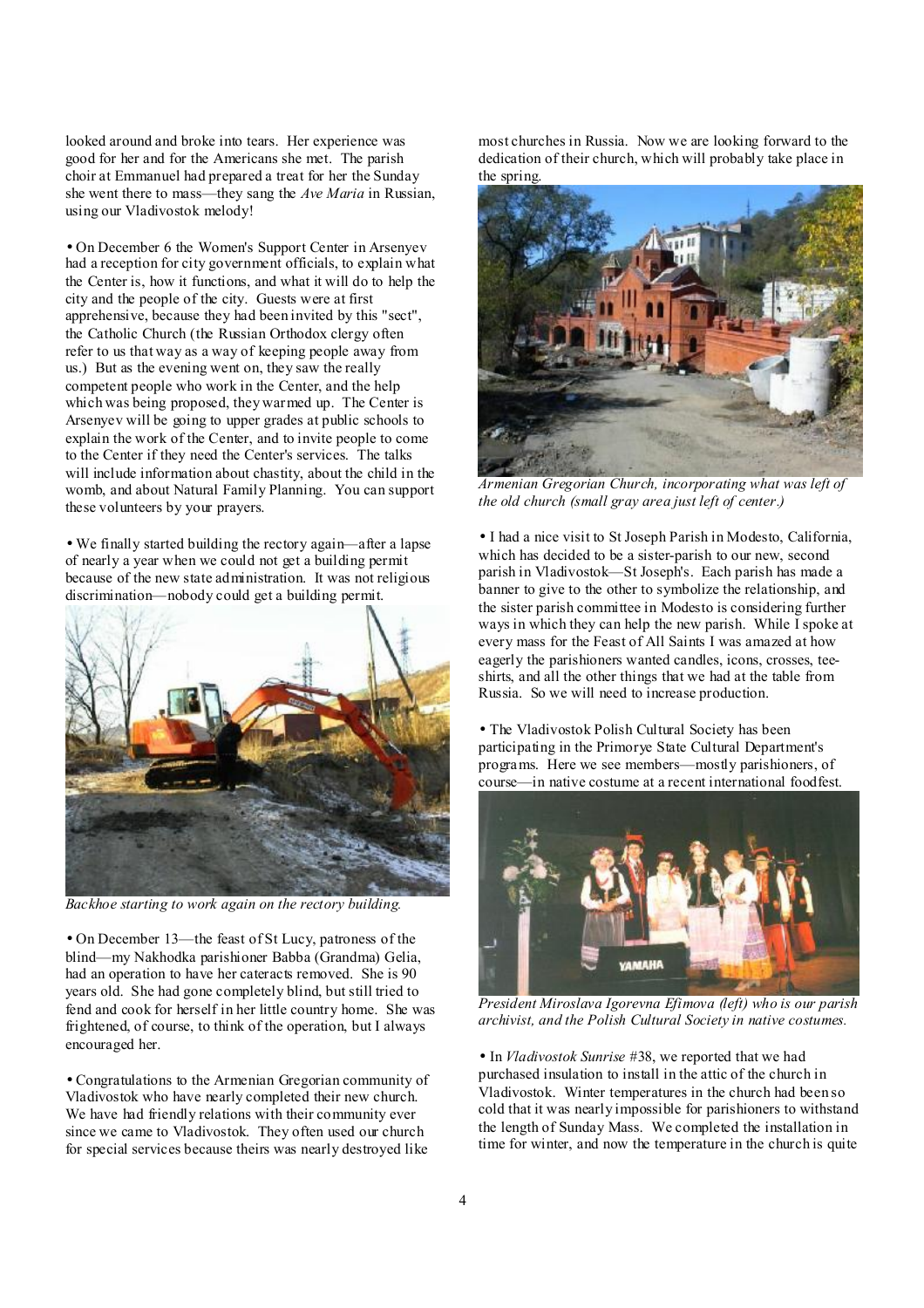looked around and broke into tears. Her experience was good for her and for the Americans she met. The parish choir at Emmanuel had prepared a treat for her the Sunday she went there to mass—they sang the *Ave Maria* in Russian, using our Vladivostok melody!

• On December 6 the Women's Support Center in Arsenyev had a reception for city government officials, to explain what the Center is, how it functions, and what it will do to help the city and the people of the city. Guests were at first apprehensive, because they had been invited by this "sect", the Catholic Church (the Russian Orthodox clergy often refer to us that way as a way of keeping people away from us.) But as the evening went on, they saw the really competent people who work in the Center, and the help which was being proposed, they warmed up. The Center is Arsenyev will be going to upper grades at public schools to explain the work of the Center, and to invite people to come to the Center if they need the Center's services. The talks will include information about chastity, about the child in the womb, and about Natural Family Planning. You can support these volunteers by your prayers.

• We finally started building the rectory again—after a lapse of nearly a year when we could not get a building permit because of the new state administration. It was not religious discrimination—nobody could get a building permit.

*Backhoe starting to work again on the rectory building.*

• On December 13—the feast of St Lucy, patroness of the blind—my Nakhodka parishioner Babba (Grandma) Gelia, had an operation to have her cateracts removed. She is 90 years old. She had gone completely blind, but still tried to fend and cook for herself in her little country home. She was frightened, of course, to think of the operation, but I always encouraged her.

• Congratulations to the Armenian Gregorian community of Vladivostok who have nearly completed their new church. We have had friendly relations with their community ever since we came to Vladivostok. They often used our church for special services because theirs was nearly destroyed like most churches in Russia. Now we are looking forward to the dedication of their church, which will probably take place in the spring.

*Armenian Gregorian Church, incorporating what was left of the old church (small gray area just left of center.)*

• I had a nice visit to St Joseph Parish in Modesto, California, which has decided to be a sister-parish to our new, second parish in Vladivostok—St Joseph's. Each parish has made a banner to give to the other to symbolize the relationship, and the sister parish committee in Modesto is considering further ways in which they can help the new parish. While I spoke at every mass for the Feast of All Saints I was amazed at how eagerly the parishioners wanted candles, icons, crosses, tee-shirts, and all the other things that we had at the table from Russia. So we will need to increase production.

• The Vladivostok Polish Cultural Society has been participating in the Primorye State Cultural Department's programs. Here we see members—mostly parishioners, of course—in native costume at a recent international foodfest.

*President Miroslava Igorevna Efimova (left) who is our parish archivist, and the Polish Cultural Society in native costumes.*

• In *Vladivostok Sunrise* #38, we reported that we had purchased insulation to install in the attic of the church in Vladivostok. Winter temperatures in the church had been so cold that it was nearly impossible for parishioners to withstand the length of Sunday Mass. We completed the installation in time for winter, and now the temperature in the church is quite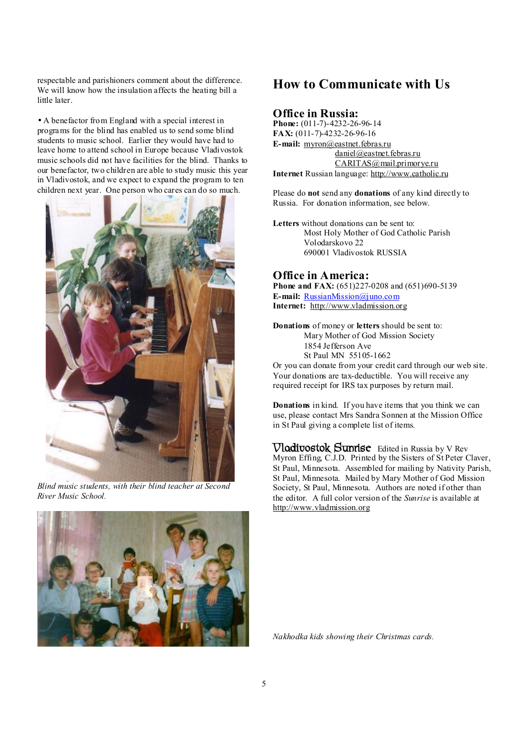respectable and parishioners comment about the difference. We will know how the insulation affects the heating bill a little later.

• A benefactor from England with a special interest in programs for the blind has enabled us to send some blind students to music school. Earlier they would have had to leave home to attend school in Europe because Vladivostok music schools did not have facilities for the blind. Thanks to our benefactor, two children are able to study music this year in Vladivostok, and we expect to expand the program to ten children next year. One person who cares can do so much.

*Blind music students, with their blind teacher at Second River Music School.*

*Nakhodka kids showing their Christmas cards.*

# How to Communicate with Us

## Office in Russia:

**Phone:** (011-7)-4232-26-96-14
**FAX:** (011-7)-4232-26-96-16
**E-mail:** myron@eastnet.febras.ru
daniel@eastnet.febras.ru
CARITAS@mail.primorye.ru
**Internet** Russian language: http://www.catholic.ru

Please do **not** send any **donations** of any kind directly to Russia. For donation information, see below.

**Letters** without donations can be sent to:
Most Holy Mother of God Catholic Parish
Volodarskovo 22
690001 Vladivostok RUSSIA

## Office in America:

**Phone and FAX:** (651)227-0208 and (651)690-5139
**E-mail:** RussianMission@juno.com
**Internet:** http://www.vladmission.org

**Donations** of money or **letters** should be sent to:
Mary Mother of God Mission Society
1854 Jefferson Ave
St Paul MN 55105-1662

Or you can donate from your credit card through our web site. Your donations are tax-deductible. You will receive any required receipt for IRS tax purposes by return mail.

**Donations** in kind. If you have items that you think we can use, please contact Mrs Sandra Sonnen at the Mission Office in St Paul giving a complete list of items.

**Vladivostok Sunrise** Edited in Russia by V Rev Myron Effing, C.J.D. Printed by the Sisters of St Peter Claver, St Paul, Minnesota. Assembled for mailing by Nativity Parish, St Paul, Minnesota. Mailed by Mary Mother of God Mission Society, St Paul, Minnesota. Authors are noted if other than the editor. A full color version of the *Sunrise* is available at http://www.vladmission.org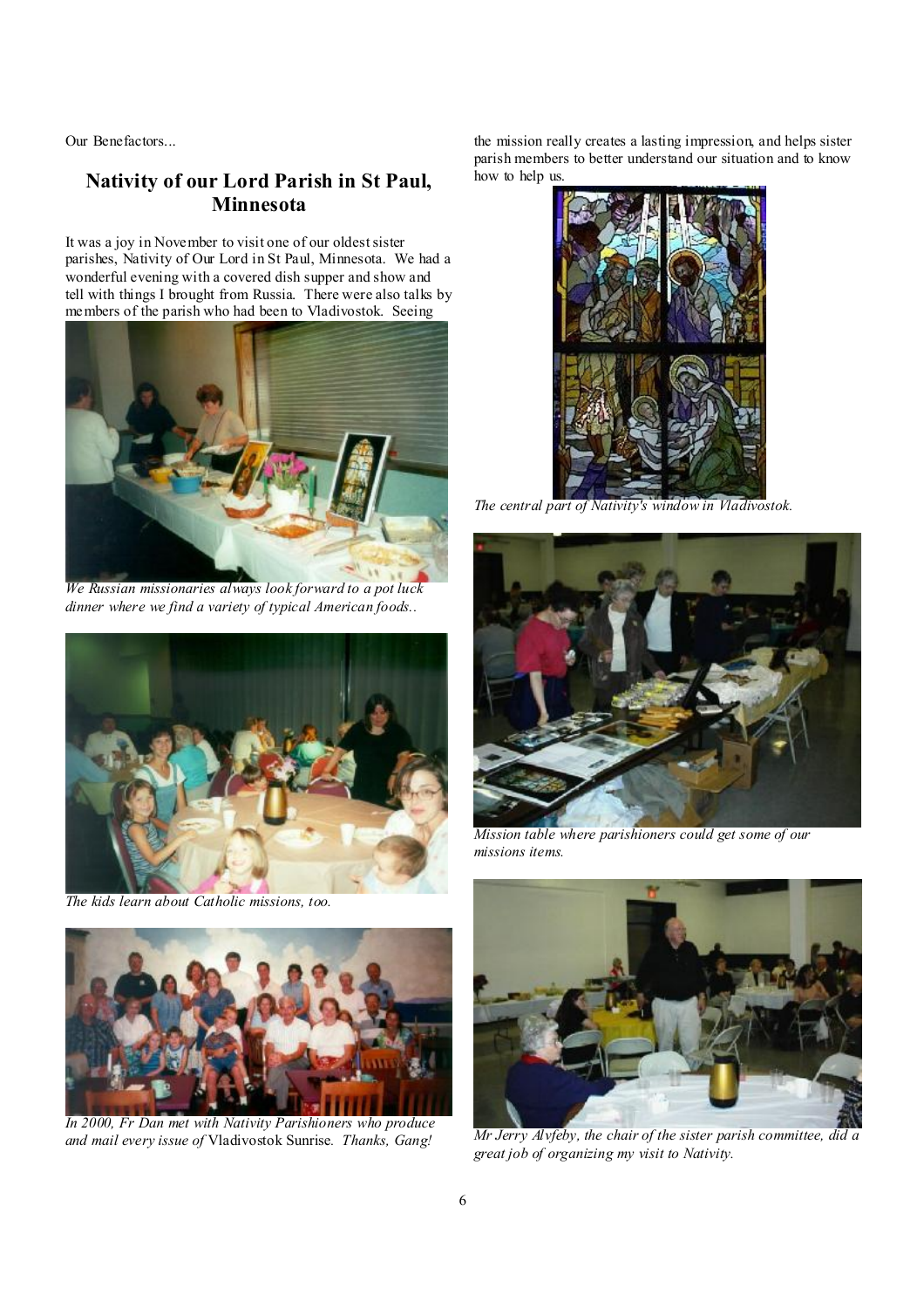Our Benefactors...

## Nativity of our Lord Parish in St Paul, Minnesota

It was a joy in November to visit one of our oldest sister parishes, Nativity of Our Lord in St Paul, Minnesota. We had a wonderful evening with a covered dish supper and show and tell with things I brought from Russia. There were also talks by members of the parish who had been to Vladivostok. Seeing the mission really creates a lasting impression, and helps sister parish members to better understand our situation and to know how to help us.

*We Russian missionaries always look forward to a pot luck dinner where we find a variety of typical American foods..*

*The kids learn about Catholic missions, too.*

*In 2000, Fr Dan met with Nativity Parishioners who produce and mail every issue of* Vladivostok Sunrise. *Thanks, Gang!*

*The central part of Nativity's window in Vladivostok.*

*Mission table where parishioners could get some of our missions items.*

*Mr Jerry Alvfeby, the chair of the sister parish committee, did a great job of organizing my visit to Nativity.*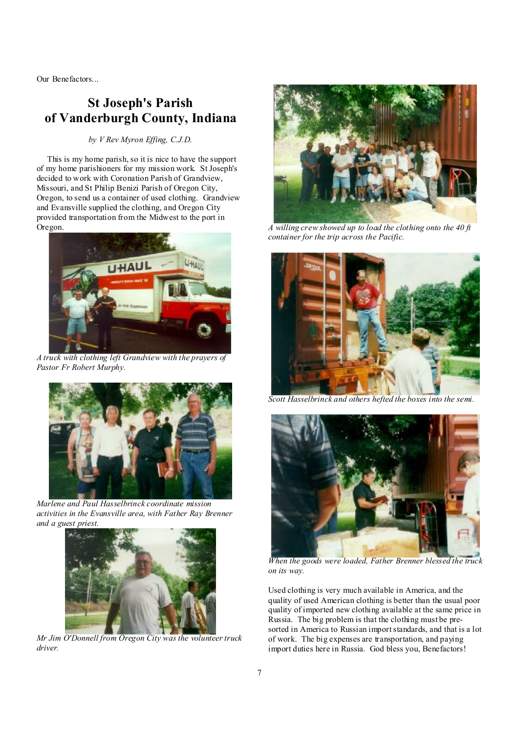Our Benefactors...

## St Joseph's Parish of Vanderburgh County, Indiana

*by V Rev Myron Effing, C.J.D.*

This is my home parish, so it is nice to have the support of my home parishioners for my mission work. St Joseph's decided to work with Coronation Parish of Grandview, Missouri, and St Philip Benizi Parish of Oregon City, Oregon, to send us a container of used clothing. Grandview and Evansville supplied the clothing, and Oregon City provided transportation from the Midwest to the port in Oregon.

*A truck with clothing left Grandview with the prayers of Pastor Fr Robert Murphy.*

*Marlene and Paul Hasselbrinck coordinate mission activities in the Evansville area, with Father Ray Brenner and a guest priest.*

*Mr Jim O'Donnell from Oregon City was the volunteer truck driver.*

*A willing crew showed up to load the clothing onto the 40 ft container for the trip across the Pacific.*

*Scott Hasselbrinck and others hefted the boxes into the semi.*

*When the goods were loaded, Father Brenner blessed the truck on its way.*

Used clothing is very much available in America, and the quality of used American clothing is better than the usual poor quality of imported new clothing available at the same price in Russia. The big problem is that the clothing must be pre-sorted in America to Russian import standards, and that is a lot of work. The big expenses are transportation, and paying import duties here in Russia. God bless you, Benefactors!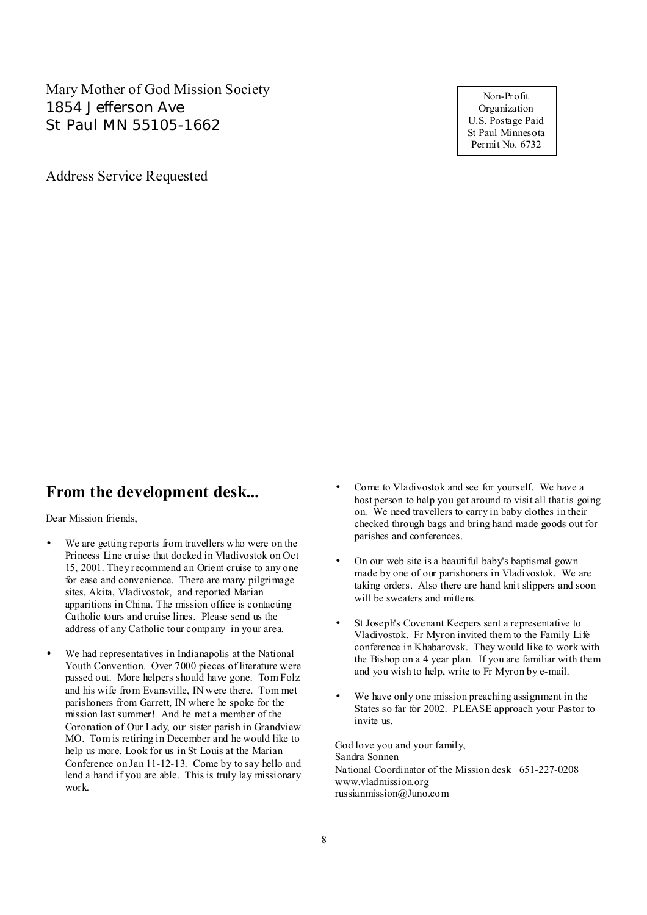Mary Mother of God Mission Society
1854 Jefferson Ave
St Paul MN 55105-1662

Non-Profit
Organization
U.S. Postage Paid
St Paul Minnesota
Permit No. 6732

Address Service Requested

## From the development desk...

Dear Mission friends,

- We are getting reports from travellers who were on the Princess Line cruise that docked in Vladivostok on Oct 15, 2001. They recommend an Orient cruise to any one for ease and convenience. There are many pilgrimage sites, Akita, Vladivostok, and reported Marian apparitions in China. The mission office is contacting Catholic tours and cruise lines. Please send us the address of any Catholic tour company in your area.

- We had representatives in Indianapolis at the National Youth Convention. Over 7000 pieces of literature were passed out. More helpers should have gone. Tom Folz and his wife from Evansville, IN were there. Tom met parishoners from Garrett, IN where he spoke for the mission last summer! And he met a member of the Coronation of Our Lady, our sister parish in Grandview MO. Tom is retiring in December and he would like to help us more. Look for us in St Louis at the Marian Conference on Jan 11-12-13. Come by to say hello and lend a hand if you are able. This is truly lay missionary work.

- Come to Vladivostok and see for yourself. We have a host person to help you get around to visit all that is going on. We need travellers to carry in baby clothes in their checked through bags and bring hand made goods out for parishes and conferences.

- On our web site is a beautiful baby's baptismal gown made by one of our parishoners in Vladivostok. We are taking orders. Also there are hand knit slippers and soon will be sweaters and mittens.

- St Joseph's Covenant Keepers sent a representative to Vladivostok. Fr Myron invited them to the Family Life conference in Khabarovsk. They would like to work with the Bishop on a 4 year plan. If you are familiar with them and you wish to help, write to Fr Myron by e-mail.

- We have only one mission preaching assignment in the States so far for 2002. PLEASE approach your Pastor to invite us.

God love you and your family,
Sandra Sonnen
National Coordinator of the Mission desk 651-227-0208
www.vladmission.org
russianmission@Juno.com